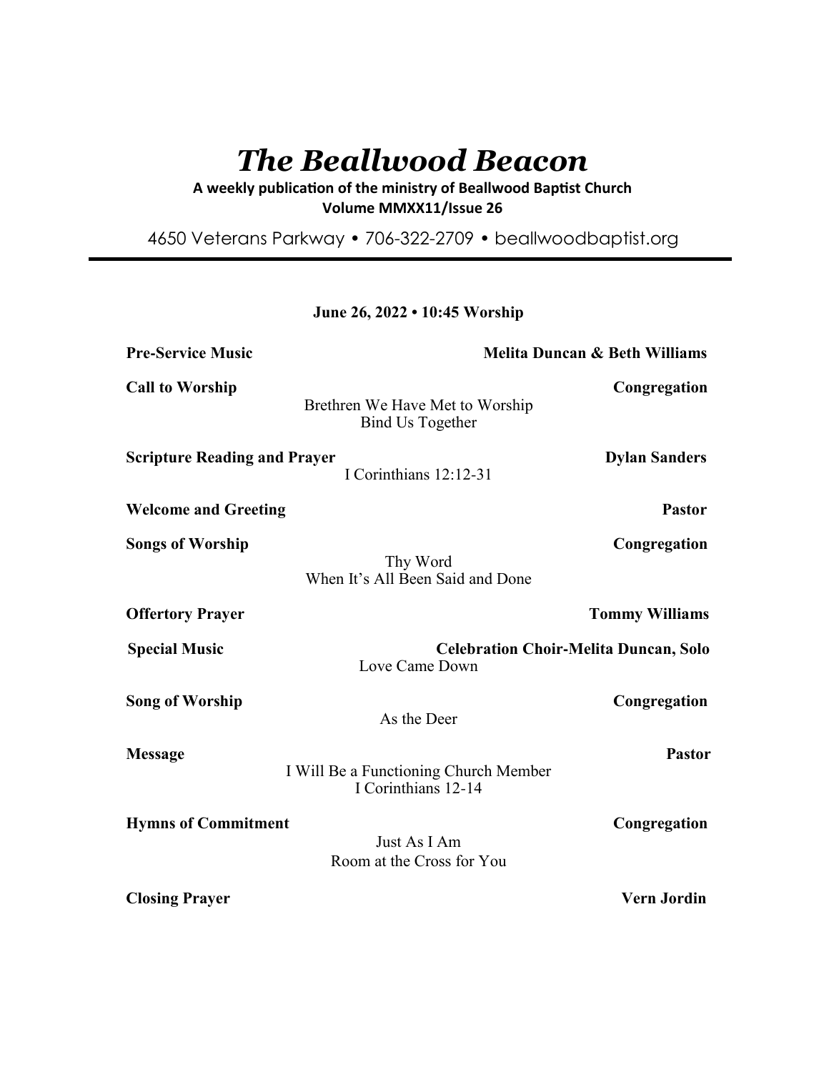# *The Beallwood Beacon*

**A weekly publication of the ministry of Beallwood Baptist Church**
**Volume MMXX11/Issue 26**

4650 Veterans Parkway • 706-322-2709 • beallwoodbaptist.org

**June 26, 2022 • 10:45 Worship**

**Pre-Service Music** — **Melita Duncan & Beth Williams**

**Call to Worship** — **Congregation**
Brethren We Have Met to Worship
Bind Us Together

**Scripture Reading and Prayer** — **Dylan Sanders**
I Corinthians 12:12-31

**Welcome and Greeting** — **Pastor**

**Songs of Worship** — **Congregation**
Thy Word
When It's All Been Said and Done

**Offertory Prayer** — **Tommy Williams**

**Special Music** — **Celebration Choir-Melita Duncan, Solo**
Love Came Down

**Song of Worship** — **Congregation**
As the Deer

**Message** — **Pastor**
I Will Be a Functioning Church Member
I Corinthians 12-14

**Hymns of Commitment** — **Congregation**
Just As I Am
Room at the Cross for You

**Closing Prayer** — **Vern Jordin**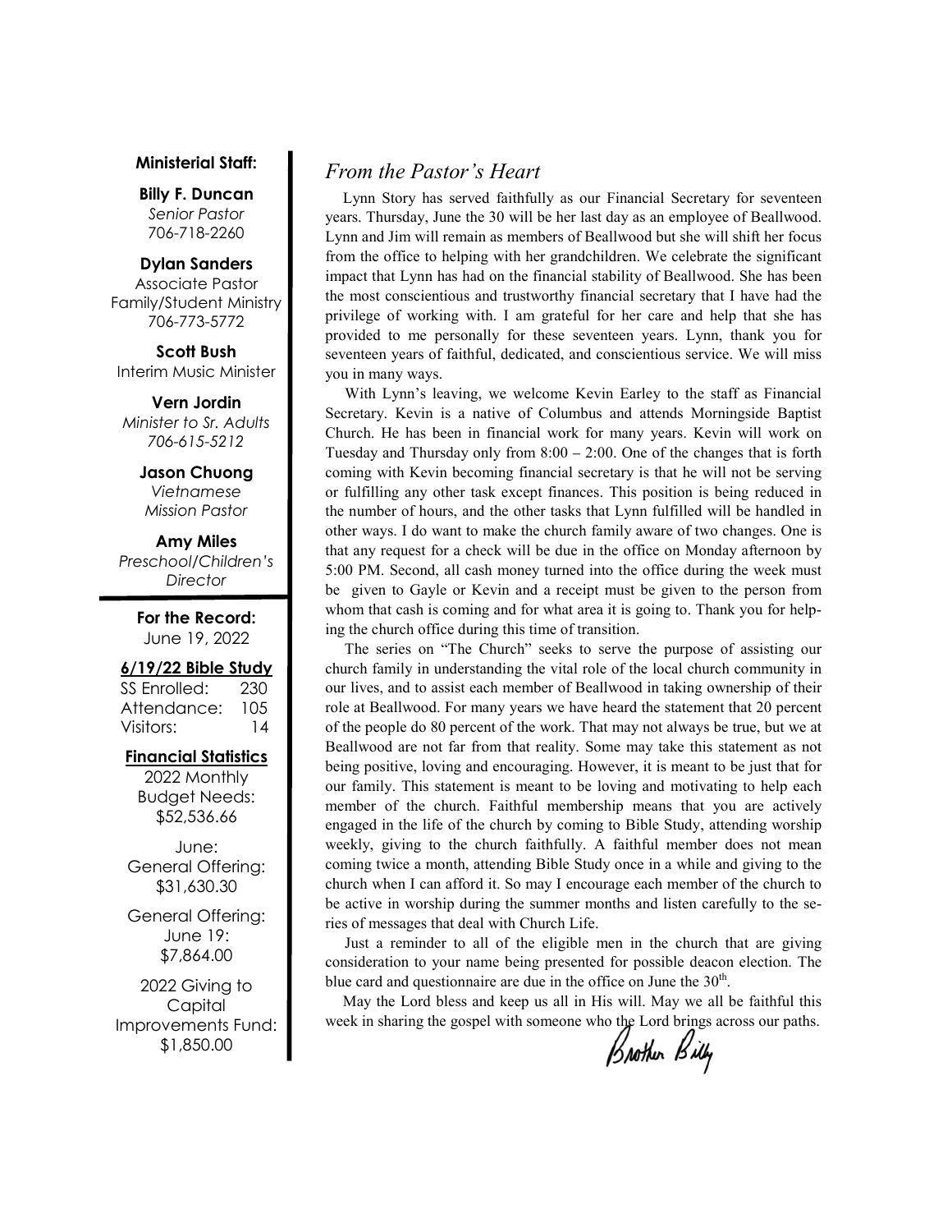**Ministerial Staff:**

**Billy F. Duncan**
*Senior Pastor*
706-718-2260

**Dylan Sanders**
Associate Pastor
Family/Student Ministry
706-773-5772

**Scott Bush**
Interim Music Minister

**Vern Jordin**
*Minister to Sr. Adults*
*706-615-5212*

**Jason Chuong**
*Vietnamese*
*Mission Pastor*

**Amy Miles**
*Preschool/Children's*
*Director*

**For the Record:**
June 19, 2022

**6/19/22 Bible Study**

| | |
|---|---|
| SS Enrolled: | 230 |
| Attendance: | 105 |
| Visitors: | 14 |

**Financial Statistics**

2022 Monthly Budget Needs:
$52,536.66

June:
General Offering:
$31,630.30

General Offering:
June 19:
$7,864.00

2022 Giving to Capital Improvements Fund:
$1,850.00

## *From the Pastor's Heart*

Lynn Story has served faithfully as our Financial Secretary for seventeen years. Thursday, June the 30 will be her last day as an employee of Beallwood. Lynn and Jim will remain as members of Beallwood but she will shift her focus from the office to helping with her grandchildren. We celebrate the significant impact that Lynn has had on the financial stability of Beallwood. She has been the most conscientious and trustworthy financial secretary that I have had the privilege of working with. I am grateful for her care and help that she has provided to me personally for these seventeen years. Lynn, thank you for seventeen years of faithful, dedicated, and conscientious service. We will miss you in many ways.

With Lynn's leaving, we welcome Kevin Earley to the staff as Financial Secretary. Kevin is a native of Columbus and attends Morningside Baptist Church. He has been in financial work for many years. Kevin will work on Tuesday and Thursday only from 8:00 – 2:00. One of the changes that is forth coming with Kevin becoming financial secretary is that he will not be serving or fulfilling any other task except finances. This position is being reduced in the number of hours, and the other tasks that Lynn fulfilled will be handled in other ways. I do want to make the church family aware of two changes. One is that any request for a check will be due in the office on Monday afternoon by 5:00 PM. Second, all cash money turned into the office during the week must be given to Gayle or Kevin and a receipt must be given to the person from whom that cash is coming and for what area it is going to. Thank you for helping the church office during this time of transition.

The series on "The Church" seeks to serve the purpose of assisting our church family in understanding the vital role of the local church community in our lives, and to assist each member of Beallwood in taking ownership of their role at Beallwood. For many years we have heard the statement that 20 percent of the people do 80 percent of the work. That may not always be true, but we at Beallwood are not far from that reality. Some may take this statement as not being positive, loving and encouraging. However, it is meant to be just that for our family. This statement is meant to be loving and motivating to help each member of the church. Faithful membership means that you are actively engaged in the life of the church by coming to Bible Study, attending worship weekly, giving to the church faithfully. A faithful member does not mean coming twice a month, attending Bible Study once in a while and giving to the church when I can afford it. So may I encourage each member of the church to be active in worship during the summer months and listen carefully to the series of messages that deal with Church Life.

Just a reminder to all of the eligible men in the church that are giving consideration to your name being presented for possible deacon election. The blue card and questionnaire are due in the office on June the 30th.

May the Lord bless and keep us all in His will. May we all be faithful this week in sharing the gospel with someone who the Lord brings across our paths.

Brother Billy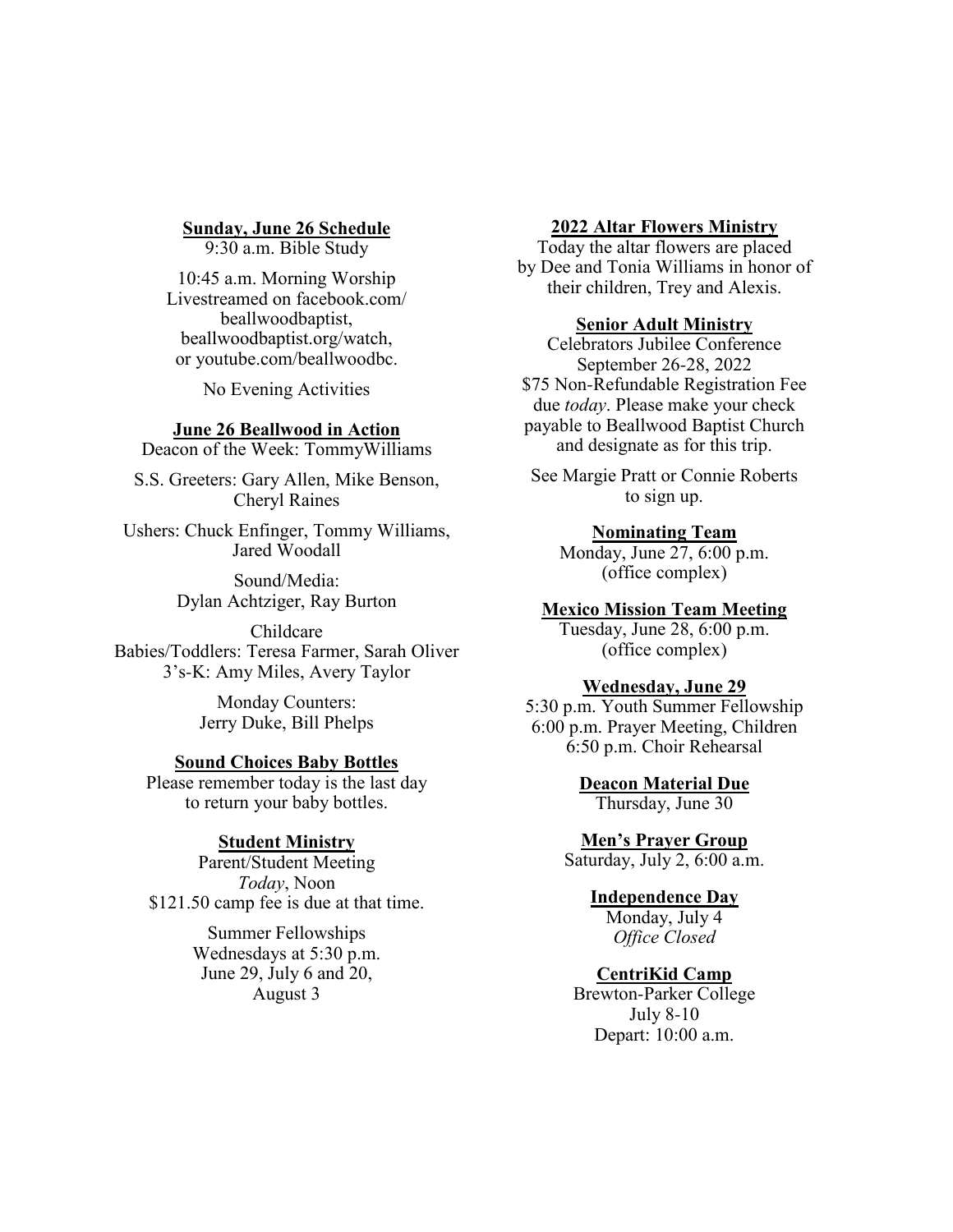**Sunday, June 26 Schedule**

9:30 a.m. Bible Study

10:45 a.m. Morning Worship
Livestreamed on facebook.com/beallwoodbaptist, beallwoodbaptist.org/watch, or youtube.com/beallwoodbc.

No Evening Activities

**June 26 Beallwood in Action**

Deacon of the Week: TommyWilliams

S.S. Greeters: Gary Allen, Mike Benson, Cheryl Raines

Ushers: Chuck Enfinger, Tommy Williams, Jared Woodall

Sound/Media:
Dylan Achtziger, Ray Burton

Childcare
Babies/Toddlers: Teresa Farmer, Sarah Oliver
3's-K: Amy Miles, Avery Taylor

Monday Counters:
Jerry Duke, Bill Phelps

**Sound Choices Baby Bottles**

Please remember today is the last day to return your baby bottles.

**Student Ministry**

Parent/Student Meeting
*Today*, Noon
$121.50 camp fee is due at that time.

Summer Fellowships
Wednesdays at 5:30 p.m.
June 29, July 6 and 20,
August 3

**2022 Altar Flowers Ministry**

Today the altar flowers are placed by Dee and Tonia Williams in honor of their children, Trey and Alexis.

**Senior Adult Ministry**

Celebrators Jubilee Conference
September 26-28, 2022
$75 Non-Refundable Registration Fee due *today*. Please make your check payable to Beallwood Baptist Church and designate as for this trip.

See Margie Pratt or Connie Roberts to sign up.

**Nominating Team**

Monday, June 27, 6:00 p.m.
(office complex)

**Mexico Mission Team Meeting**

Tuesday, June 28, 6:00 p.m.
(office complex)

**Wednesday, June 29**

5:30 p.m. Youth Summer Fellowship
6:00 p.m. Prayer Meeting, Children
6:50 p.m. Choir Rehearsal

**Deacon Material Due**

Thursday, June 30

**Men's Prayer Group**

Saturday, July 2, 6:00 a.m.

**Independence Day**

Monday, July 4
*Office Closed*

**CentriKid Camp**

Brewton-Parker College
July 8-10
Depart: 10:00 a.m.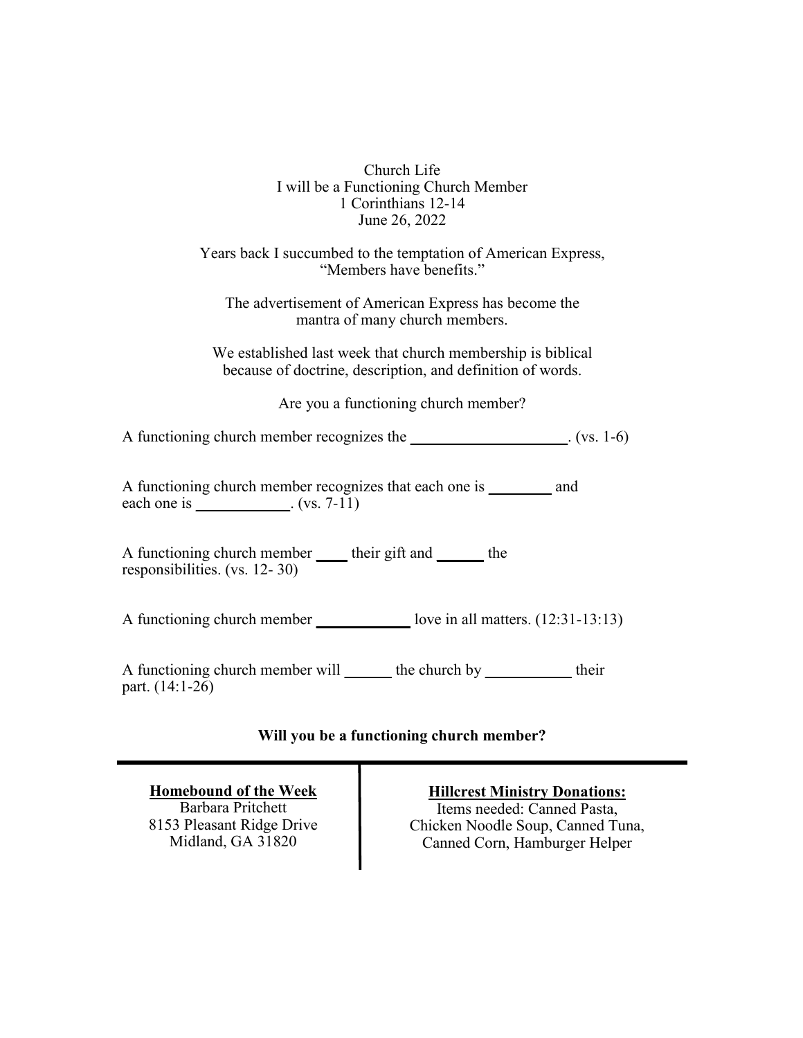Church Life
I will be a Functioning Church Member
1 Corinthians 12-14
June 26, 2022

Years back I succumbed to the temptation of American Express, "Members have benefits."

The advertisement of American Express has become the mantra of many church members.

We established last week that church membership is biblical because of doctrine, description, and definition of words.

Are you a functioning church member?

A functioning church member recognizes the ____________________. (vs. 1-6)

A functioning church member recognizes that each one is ________ and each one is ____________. (vs. 7-11)

A functioning church member ____ their gift and ______ the responsibilities. (vs. 12- 30)

A functioning church member ____________ love in all matters. (12:31-13:13)

A functioning church member will ______ the church by ___________ their part. (14:1-26)

**Will you be a functioning church member?**

---

**Homebound of the Week**
Barbara Pritchett
8153 Pleasant Ridge Drive
Midland, GA 31820

**Hillcrest Ministry Donations:**
Items needed: Canned Pasta, Chicken Noodle Soup, Canned Tuna, Canned Corn, Hamburger Helper